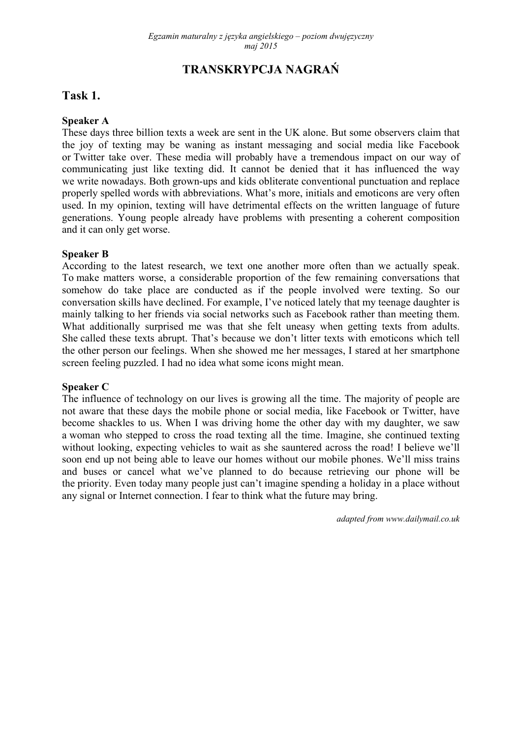# TRANSKRYPCJA NAGRAŃ

## Task 1.

**Speaker A**

These days three billion texts a week are sent in the UK alone. But some observers claim that the joy of texting may be waning as instant messaging and social media like Facebook or Twitter take over. These media will probably have a tremendous impact on our way of communicating just like texting did. It cannot be denied that it has influenced the way we write nowadays. Both grown-ups and kids obliterate conventional punctuation and replace properly spelled words with abbreviations. What's more, initials and emoticons are very often used. In my opinion, texting will have detrimental effects on the written language of future generations. Young people already have problems with presenting a coherent composition and it can only get worse.

**Speaker B**

According to the latest research, we text one another more often than we actually speak. To make matters worse, a considerable proportion of the few remaining conversations that somehow do take place are conducted as if the people involved were texting. So our conversation skills have declined. For example, I've noticed lately that my teenage daughter is mainly talking to her friends via social networks such as Facebook rather than meeting them. What additionally surprised me was that she felt uneasy when getting texts from adults. She called these texts abrupt. That's because we don't litter texts with emoticons which tell the other person our feelings. When she showed me her messages, I stared at her smartphone screen feeling puzzled. I had no idea what some icons might mean.

**Speaker C**

The influence of technology on our lives is growing all the time. The majority of people are not aware that these days the mobile phone or social media, like Facebook or Twitter, have become shackles to us. When I was driving home the other day with my daughter, we saw a woman who stepped to cross the road texting all the time. Imagine, she continued texting without looking, expecting vehicles to wait as she sauntered across the road! I believe we'll soon end up not being able to leave our homes without our mobile phones. We'll miss trains and buses or cancel what we've planned to do because retrieving our phone will be the priority. Even today many people just can't imagine spending a holiday in a place without any signal or Internet connection. I fear to think what the future may bring.

*adapted from www.dailymail.co.uk*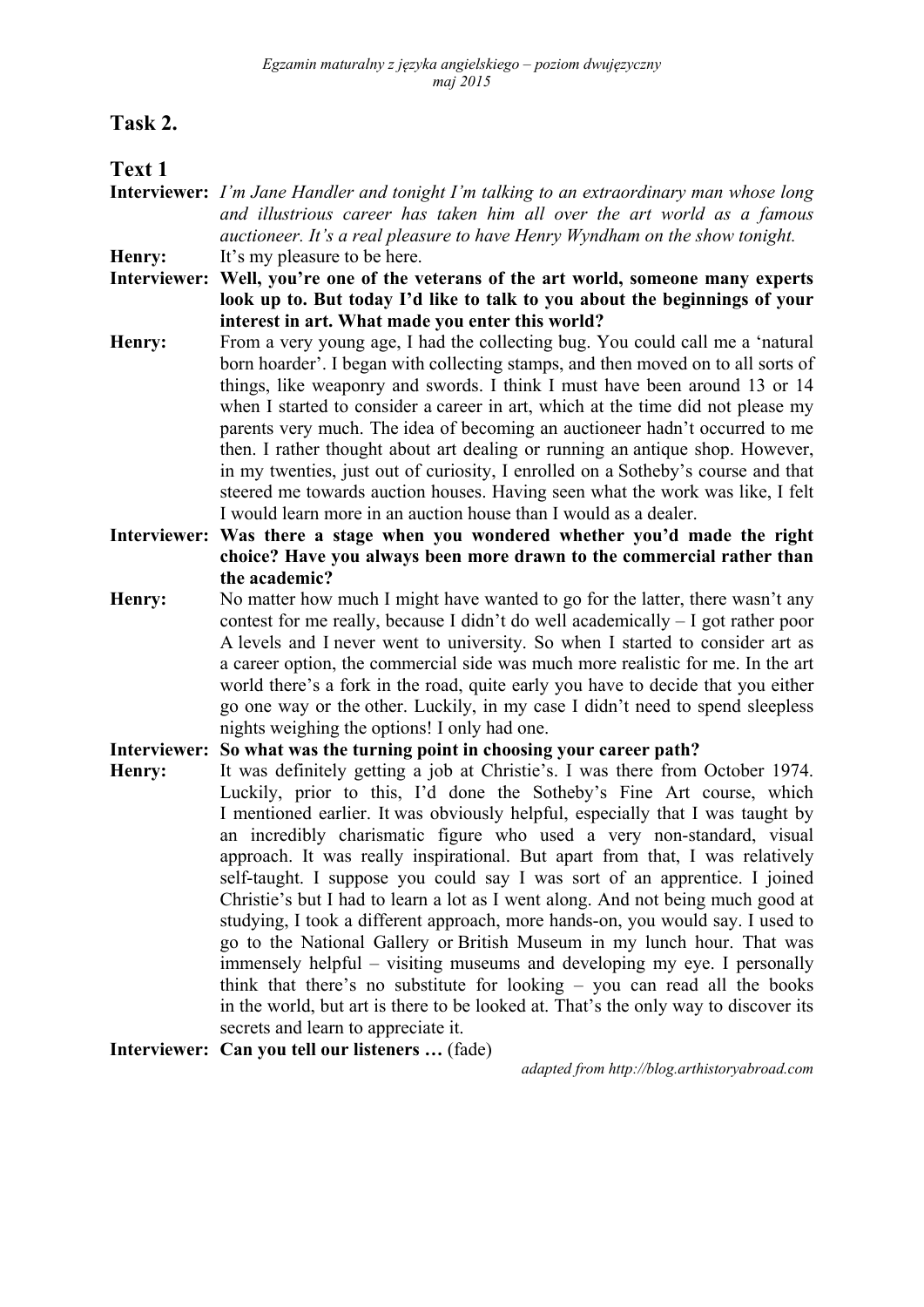## Task 2.

### Text 1

**Interviewer:** *I'm Jane Handler and tonight I'm talking to an extraordinary man whose long and illustrious career has taken him all over the art world as a famous auctioneer. It's a real pleasure to have Henry Wyndham on the show tonight.*

**Henry:** It's my pleasure to be here.

**Interviewer:** **Well, you're one of the veterans of the art world, someone many experts look up to. But today I'd like to talk to you about the beginnings of your interest in art. What made you enter this world?**

**Henry:** From a very young age, I had the collecting bug. You could call me a 'natural born hoarder'. I began with collecting stamps, and then moved on to all sorts of things, like weaponry and swords. I think I must have been around 13 or 14 when I started to consider a career in art, which at the time did not please my parents very much. The idea of becoming an auctioneer hadn't occurred to me then. I rather thought about art dealing or running an antique shop. However, in my twenties, just out of curiosity, I enrolled on a Sotheby's course and that steered me towards auction houses. Having seen what the work was like, I felt I would learn more in an auction house than I would as a dealer.

**Interviewer:** **Was there a stage when you wondered whether you'd made the right choice? Have you always been more drawn to the commercial rather than the academic?**

**Henry:** No matter how much I might have wanted to go for the latter, there wasn't any contest for me really, because I didn't do well academically – I got rather poor A levels and I never went to university. So when I started to consider art as a career option, the commercial side was much more realistic for me. In the art world there's a fork in the road, quite early you have to decide that you either go one way or the other. Luckily, in my case I didn't need to spend sleepless nights weighing the options! I only had one.

**Interviewer:** **So what was the turning point in choosing your career path?**

**Henry:** It was definitely getting a job at Christie's. I was there from October 1974. Luckily, prior to this, I'd done the Sotheby's Fine Art course, which I mentioned earlier. It was obviously helpful, especially that I was taught by an incredibly charismatic figure who used a very non-standard, visual approach. It was really inspirational. But apart from that, I was relatively self-taught. I suppose you could say I was sort of an apprentice. I joined Christie's but I had to learn a lot as I went along. And not being much good at studying, I took a different approach, more hands-on, you would say. I used to go to the National Gallery or British Museum in my lunch hour. That was immensely helpful – visiting museums and developing my eye. I personally think that there's no substitute for looking – you can read all the books in the world, but art is there to be looked at. That's the only way to discover its secrets and learn to appreciate it.

**Interviewer:** **Can you tell our listeners …** (fade)

*adapted from http://blog.arthistoryabroad.com*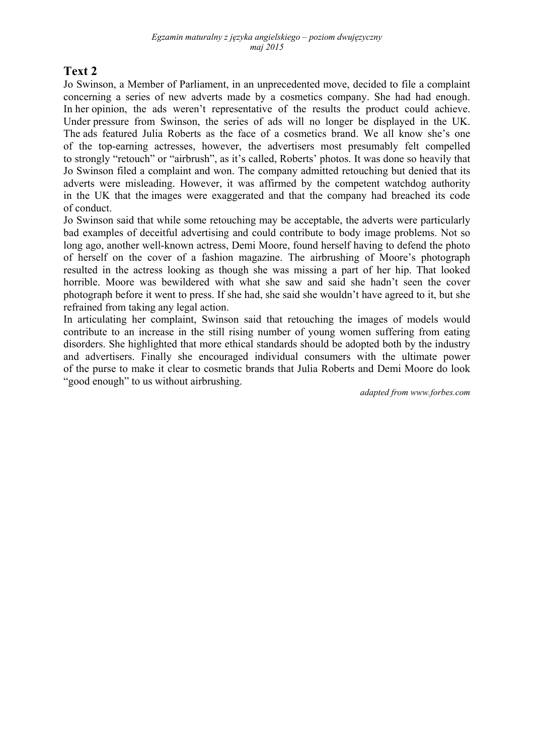## Text 2

Jo Swinson, a Member of Parliament, in an unprecedented move, decided to file a complaint concerning a series of new adverts made by a cosmetics company. She had had enough. In her opinion, the ads weren't representative of the results the product could achieve. Under pressure from Swinson, the series of ads will no longer be displayed in the UK. The ads featured Julia Roberts as the face of a cosmetics brand. We all know she's one of the top-earning actresses, however, the advertisers most presumably felt compelled to strongly "retouch" or "airbrush", as it's called, Roberts' photos. It was done so heavily that Jo Swinson filed a complaint and won. The company admitted retouching but denied that its adverts were misleading. However, it was affirmed by the competent watchdog authority in the UK that the images were exaggerated and that the company had breached its code of conduct.

Jo Swinson said that while some retouching may be acceptable, the adverts were particularly bad examples of deceitful advertising and could contribute to body image problems. Not so long ago, another well-known actress, Demi Moore, found herself having to defend the photo of herself on the cover of a fashion magazine. The airbrushing of Moore's photograph resulted in the actress looking as though she was missing a part of her hip. That looked horrible. Moore was bewildered with what she saw and said she hadn't seen the cover photograph before it went to press. If she had, she said she wouldn't have agreed to it, but she refrained from taking any legal action.

In articulating her complaint, Swinson said that retouching the images of models would contribute to an increase in the still rising number of young women suffering from eating disorders. She highlighted that more ethical standards should be adopted both by the industry and advertisers. Finally she encouraged individual consumers with the ultimate power of the purse to make it clear to cosmetic brands that Julia Roberts and Demi Moore do look "good enough" to us without airbrushing.

*adapted from www.forbes.com*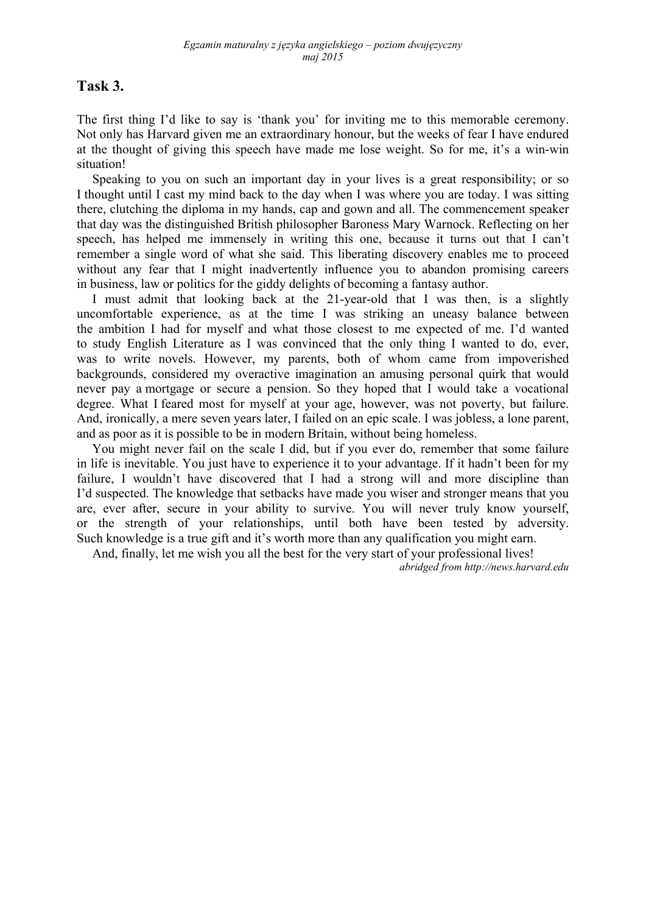## Task 3.

The first thing I'd like to say is 'thank you' for inviting me to this memorable ceremony. Not only has Harvard given me an extraordinary honour, but the weeks of fear I have endured at the thought of giving this speech have made me lose weight. So for me, it's a win-win situation!

Speaking to you on such an important day in your lives is a great responsibility; or so I thought until I cast my mind back to the day when I was where you are today. I was sitting there, clutching the diploma in my hands, cap and gown and all. The commencement speaker that day was the distinguished British philosopher Baroness Mary Warnock. Reflecting on her speech, has helped me immensely in writing this one, because it turns out that I can't remember a single word of what she said. This liberating discovery enables me to proceed without any fear that I might inadvertently influence you to abandon promising careers in business, law or politics for the giddy delights of becoming a fantasy author.

I must admit that looking back at the 21-year-old that I was then, is a slightly uncomfortable experience, as at the time I was striking an uneasy balance between the ambition I had for myself and what those closest to me expected of me. I'd wanted to study English Literature as I was convinced that the only thing I wanted to do, ever, was to write novels. However, my parents, both of whom came from impoverished backgrounds, considered my overactive imagination an amusing personal quirk that would never pay a mortgage or secure a pension. So they hoped that I would take a vocational degree. What I feared most for myself at your age, however, was not poverty, but failure. And, ironically, a mere seven years later, I failed on an epic scale. I was jobless, a lone parent, and as poor as it is possible to be in modern Britain, without being homeless.

You might never fail on the scale I did, but if you ever do, remember that some failure in life is inevitable. You just have to experience it to your advantage. If it hadn't been for my failure, I wouldn't have discovered that I had a strong will and more discipline than I'd suspected. The knowledge that setbacks have made you wiser and stronger means that you are, ever after, secure in your ability to survive. You will never truly know yourself, or the strength of your relationships, until both have been tested by adversity. Such knowledge is a true gift and it's worth more than any qualification you might earn.

And, finally, let me wish you all the best for the very start of your professional lives!

*abridged from http://news.harvard.edu*